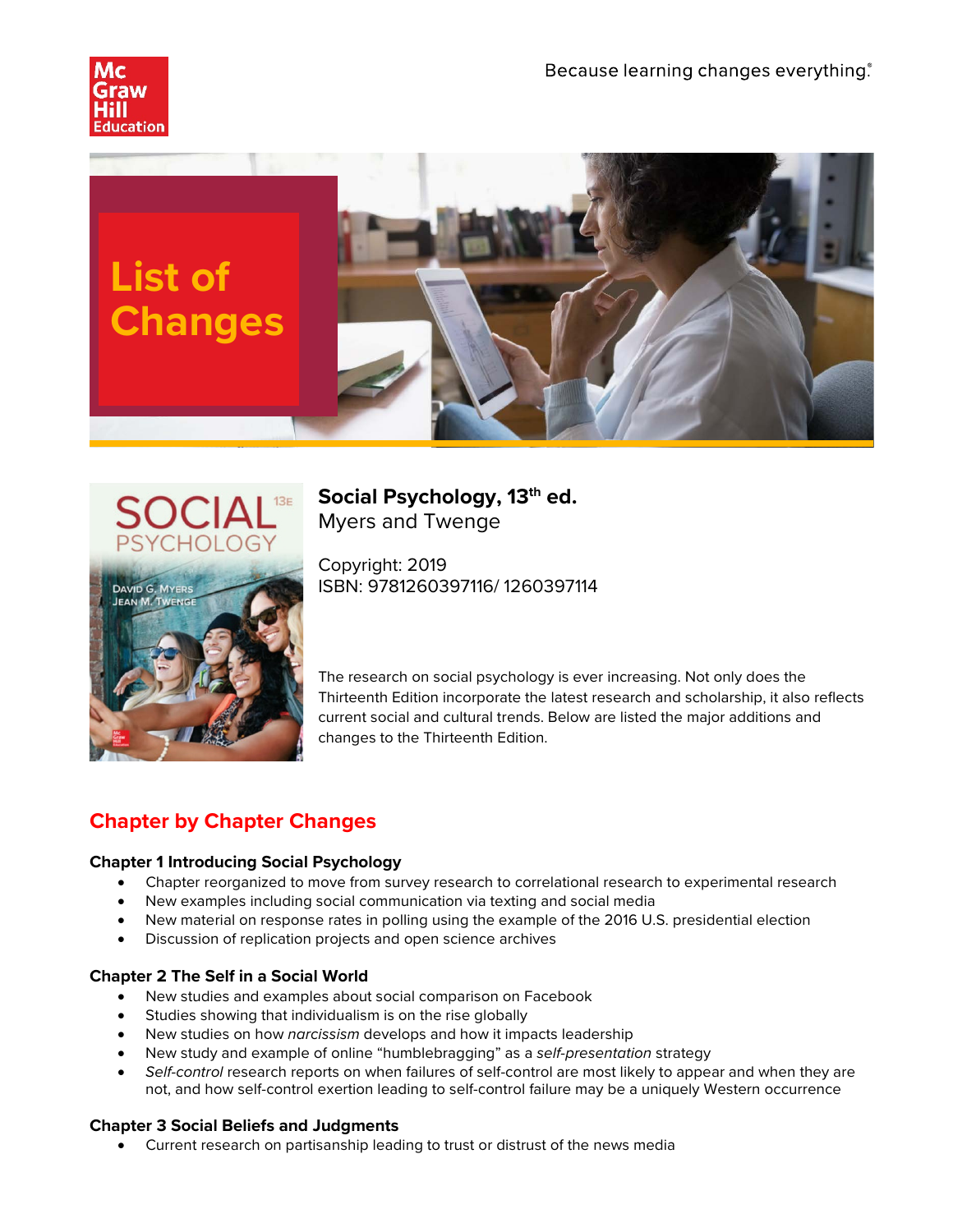# List of Changes

## Social Psychology, 13th ed.

Myers and Twenge

Copyright: 2019
ISBN: 9781260397116/ 1260397114

The research on social psychology is ever increasing. Not only does the Thirteenth Edition incorporate the latest research and scholarship, it also reflects current social and cultural trends. Below are listed the major additions and changes to the Thirteenth Edition.

## Chapter by Chapter Changes

### Chapter 1 Introducing Social Psychology

- Chapter reorganized to move from survey research to correlational research to experimental research
- New examples including social communication via texting and social media
- New material on response rates in polling using the example of the 2016 U.S. presidential election
- Discussion of replication projects and open science archives

### Chapter 2 The Self in a Social World

- New studies and examples about social comparison on Facebook
- Studies showing that individualism is on the rise globally
- New studies on how *narcissism* develops and how it impacts leadership
- New study and example of online "humblebragging" as a *self-presentation* strategy
- *Self-control* research reports on when failures of self-control are most likely to appear and when they are not, and how self-control exertion leading to self-control failure may be a uniquely Western occurrence

### Chapter 3 Social Beliefs and Judgments

- Current research on partisanship leading to trust or distrust of the news media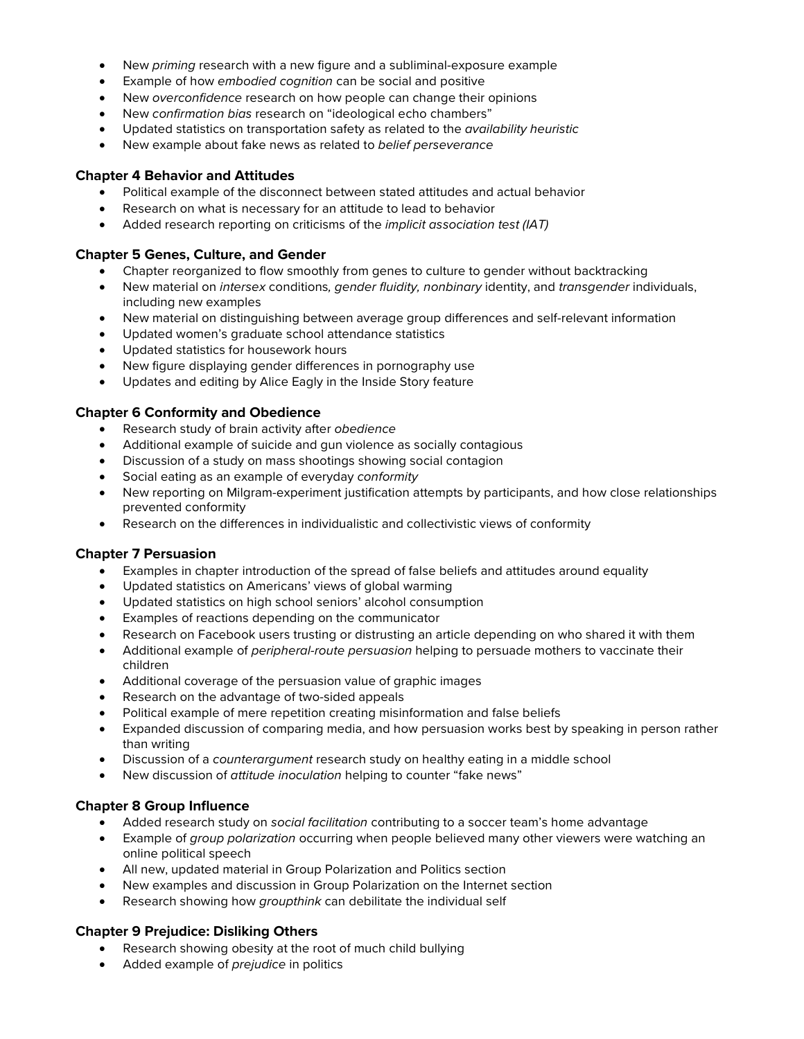- New *priming* research with a new figure and a subliminal-exposure example
- Example of how *embodied cognition* can be social and positive
- New *overconfidence* research on how people can change their opinions
- New *confirmation bias* research on "ideological echo chambers"
- Updated statistics on transportation safety as related to the *availability heuristic*
- New example about fake news as related to *belief perseverance*

### Chapter 4 Behavior and Attitudes

- Political example of the disconnect between stated attitudes and actual behavior
- Research on what is necessary for an attitude to lead to behavior
- Added research reporting on criticisms of the *implicit association test (IAT)*

### Chapter 5 Genes, Culture, and Gender

- Chapter reorganized to flow smoothly from genes to culture to gender without backtracking
- New material on *intersex* conditions*, gender fluidity, nonbinary* identity, and *transgender* individuals, including new examples
- New material on distinguishing between average group differences and self-relevant information
- Updated women's graduate school attendance statistics
- Updated statistics for housework hours
- New figure displaying gender differences in pornography use
- Updates and editing by Alice Eagly in the Inside Story feature

### Chapter 6 Conformity and Obedience

- Research study of brain activity after *obedience*
- Additional example of suicide and gun violence as socially contagious
- Discussion of a study on mass shootings showing social contagion
- Social eating as an example of everyday *conformity*
- New reporting on Milgram-experiment justification attempts by participants, and how close relationships prevented conformity
- Research on the differences in individualistic and collectivistic views of conformity

### Chapter 7 Persuasion

- Examples in chapter introduction of the spread of false beliefs and attitudes around equality
- Updated statistics on Americans' views of global warming
- Updated statistics on high school seniors' alcohol consumption
- Examples of reactions depending on the communicator
- Research on Facebook users trusting or distrusting an article depending on who shared it with them
- Additional example of *peripheral-route persuasion* helping to persuade mothers to vaccinate their children
- Additional coverage of the persuasion value of graphic images
- Research on the advantage of two-sided appeals
- Political example of mere repetition creating misinformation and false beliefs
- Expanded discussion of comparing media, and how persuasion works best by speaking in person rather than writing
- Discussion of a *counterargument* research study on healthy eating in a middle school
- New discussion of *attitude inoculation* helping to counter "fake news"

### Chapter 8 Group Influence

- Added research study on *social facilitation* contributing to a soccer team's home advantage
- Example of *group polarization* occurring when people believed many other viewers were watching an online political speech
- All new, updated material in Group Polarization and Politics section
- New examples and discussion in Group Polarization on the Internet section
- Research showing how *groupthink* can debilitate the individual self

### Chapter 9 Prejudice: Disliking Others

- Research showing obesity at the root of much child bullying
- Added example of *prejudice* in politics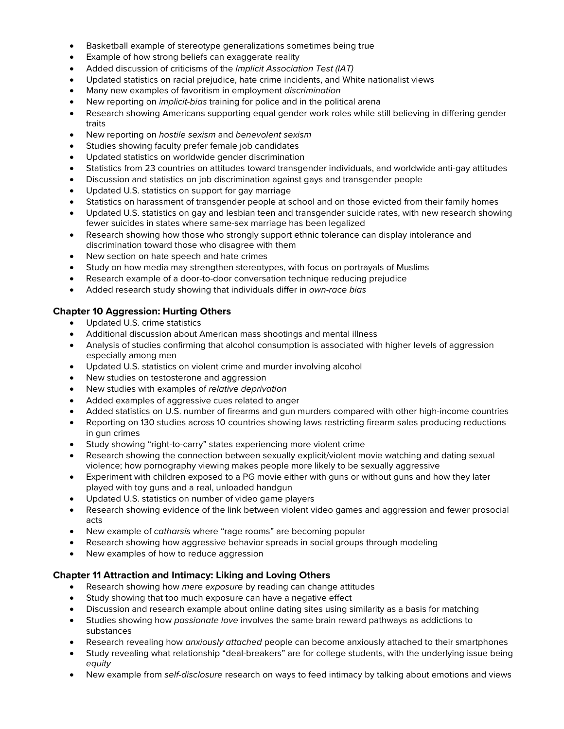- Basketball example of stereotype generalizations sometimes being true
- Example of how strong beliefs can exaggerate reality
- Added discussion of criticisms of the *Implicit Association Test (IAT)*
- Updated statistics on racial prejudice, hate crime incidents, and White nationalist views
- Many new examples of favoritism in employment *discrimination*
- New reporting on *implicit-bias* training for police and in the political arena
- Research showing Americans supporting equal gender work roles while still believing in differing gender traits
- New reporting on *hostile sexism* and *benevolent sexism*
- Studies showing faculty prefer female job candidates
- Updated statistics on worldwide gender discrimination
- Statistics from 23 countries on attitudes toward transgender individuals, and worldwide anti-gay attitudes
- Discussion and statistics on job discrimination against gays and transgender people
- Updated U.S. statistics on support for gay marriage
- Statistics on harassment of transgender people at school and on those evicted from their family homes
- Updated U.S. statistics on gay and lesbian teen and transgender suicide rates, with new research showing fewer suicides in states where same-sex marriage has been legalized
- Research showing how those who strongly support ethnic tolerance can display intolerance and discrimination toward those who disagree with them
- New section on hate speech and hate crimes
- Study on how media may strengthen stereotypes, with focus on portrayals of Muslims
- Research example of a door-to-door conversation technique reducing prejudice
- Added research study showing that individuals differ in *own-race bias*

### Chapter 10 Aggression: Hurting Others

- Updated U.S. crime statistics
- Additional discussion about American mass shootings and mental illness
- Analysis of studies confirming that alcohol consumption is associated with higher levels of aggression especially among men
- Updated U.S. statistics on violent crime and murder involving alcohol
- New studies on testosterone and aggression
- New studies with examples of *relative deprivation*
- Added examples of aggressive cues related to anger
- Added statistics on U.S. number of firearms and gun murders compared with other high-income countries
- Reporting on 130 studies across 10 countries showing laws restricting firearm sales producing reductions in gun crimes
- Study showing "right-to-carry" states experiencing more violent crime
- Research showing the connection between sexually explicit/violent movie watching and dating sexual violence; how pornography viewing makes people more likely to be sexually aggressive
- Experiment with children exposed to a PG movie either with guns or without guns and how they later played with toy guns and a real, unloaded handgun
- Updated U.S. statistics on number of video game players
- Research showing evidence of the link between violent video games and aggression and fewer prosocial acts
- New example of *catharsis* where "rage rooms" are becoming popular
- Research showing how aggressive behavior spreads in social groups through modeling
- New examples of how to reduce aggression

### Chapter 11 Attraction and Intimacy: Liking and Loving Others

- Research showing how *mere exposure* by reading can change attitudes
- Study showing that too much exposure can have a negative effect
- Discussion and research example about online dating sites using similarity as a basis for matching
- Studies showing how *passionate love* involves the same brain reward pathways as addictions to substances
- Research revealing how *anxiously attached* people can become anxiously attached to their smartphones
- Study revealing what relationship "deal-breakers" are for college students, with the underlying issue being *equity*
- New example from *self-disclosure* research on ways to feed intimacy by talking about emotions and views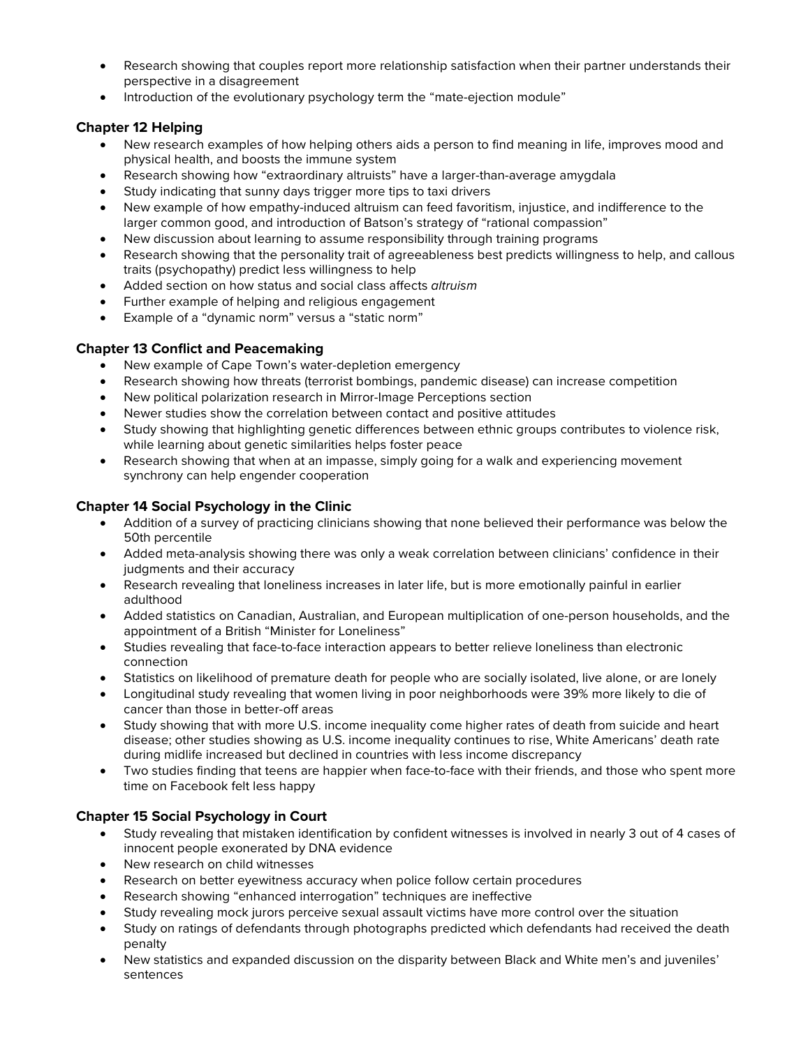- Research showing that couples report more relationship satisfaction when their partner understands their perspective in a disagreement
- Introduction of the evolutionary psychology term the "mate-ejection module"

### Chapter 12 Helping

- New research examples of how helping others aids a person to find meaning in life, improves mood and physical health, and boosts the immune system
- Research showing how "extraordinary altruists" have a larger-than-average amygdala
- Study indicating that sunny days trigger more tips to taxi drivers
- New example of how empathy-induced altruism can feed favoritism, injustice, and indifference to the larger common good, and introduction of Batson's strategy of "rational compassion"
- New discussion about learning to assume responsibility through training programs
- Research showing that the personality trait of agreeableness best predicts willingness to help, and callous traits (psychopathy) predict less willingness to help
- Added section on how status and social class affects *altruism*
- Further example of helping and religious engagement
- Example of a "dynamic norm" versus a "static norm"

### Chapter 13 Conflict and Peacemaking

- New example of Cape Town's water-depletion emergency
- Research showing how threats (terrorist bombings, pandemic disease) can increase competition
- New political polarization research in Mirror-Image Perceptions section
- Newer studies show the correlation between contact and positive attitudes
- Study showing that highlighting genetic differences between ethnic groups contributes to violence risk, while learning about genetic similarities helps foster peace
- Research showing that when at an impasse, simply going for a walk and experiencing movement synchrony can help engender cooperation

### Chapter 14 Social Psychology in the Clinic

- Addition of a survey of practicing clinicians showing that none believed their performance was below the 50th percentile
- Added meta-analysis showing there was only a weak correlation between clinicians' confidence in their judgments and their accuracy
- Research revealing that loneliness increases in later life, but is more emotionally painful in earlier adulthood
- Added statistics on Canadian, Australian, and European multiplication of one-person households, and the appointment of a British "Minister for Loneliness"
- Studies revealing that face-to-face interaction appears to better relieve loneliness than electronic connection
- Statistics on likelihood of premature death for people who are socially isolated, live alone, or are lonely
- Longitudinal study revealing that women living in poor neighborhoods were 39% more likely to die of cancer than those in better-off areas
- Study showing that with more U.S. income inequality come higher rates of death from suicide and heart disease; other studies showing as U.S. income inequality continues to rise, White Americans' death rate during midlife increased but declined in countries with less income discrepancy
- Two studies finding that teens are happier when face-to-face with their friends, and those who spent more time on Facebook felt less happy

### Chapter 15 Social Psychology in Court

- Study revealing that mistaken identification by confident witnesses is involved in nearly 3 out of 4 cases of innocent people exonerated by DNA evidence
- New research on child witnesses
- Research on better eyewitness accuracy when police follow certain procedures
- Research showing "enhanced interrogation" techniques are ineffective
- Study revealing mock jurors perceive sexual assault victims have more control over the situation
- Study on ratings of defendants through photographs predicted which defendants had received the death penalty
- New statistics and expanded discussion on the disparity between Black and White men's and juveniles' sentences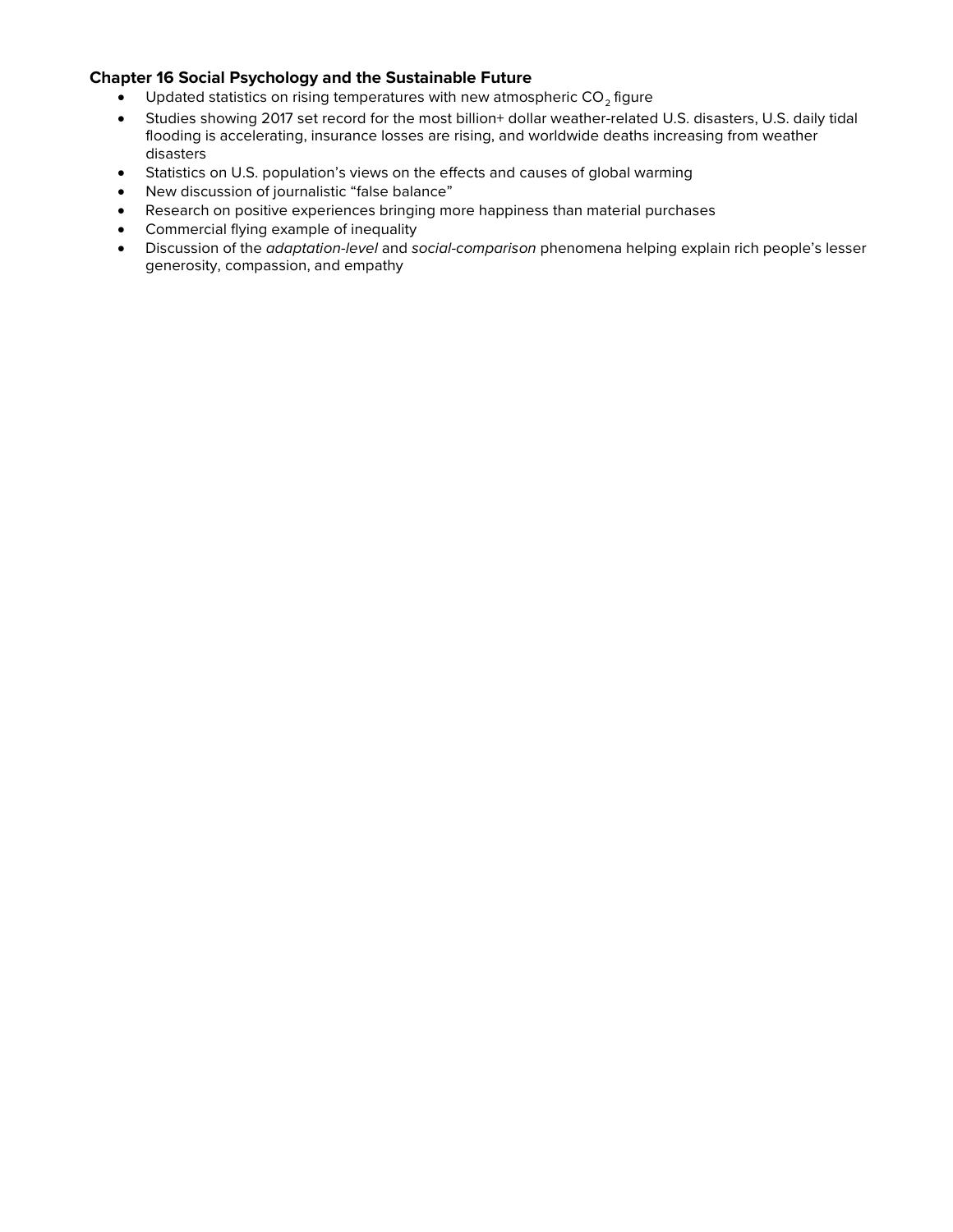**Chapter 16 Social Psychology and the Sustainable Future**

- Updated statistics on rising temperatures with new atmospheric $CO_2$ figure
- Studies showing 2017 set record for the most billion+ dollar weather-related U.S. disasters, U.S. daily tidal flooding is accelerating, insurance losses are rising, and worldwide deaths increasing from weather disasters
- Statistics on U.S. population's views on the effects and causes of global warming
- New discussion of journalistic "false balance"
- Research on positive experiences bringing more happiness than material purchases
- Commercial flying example of inequality
- Discussion of the *adaptation-level* and *social-comparison* phenomena helping explain rich people's lesser generosity, compassion, and empathy